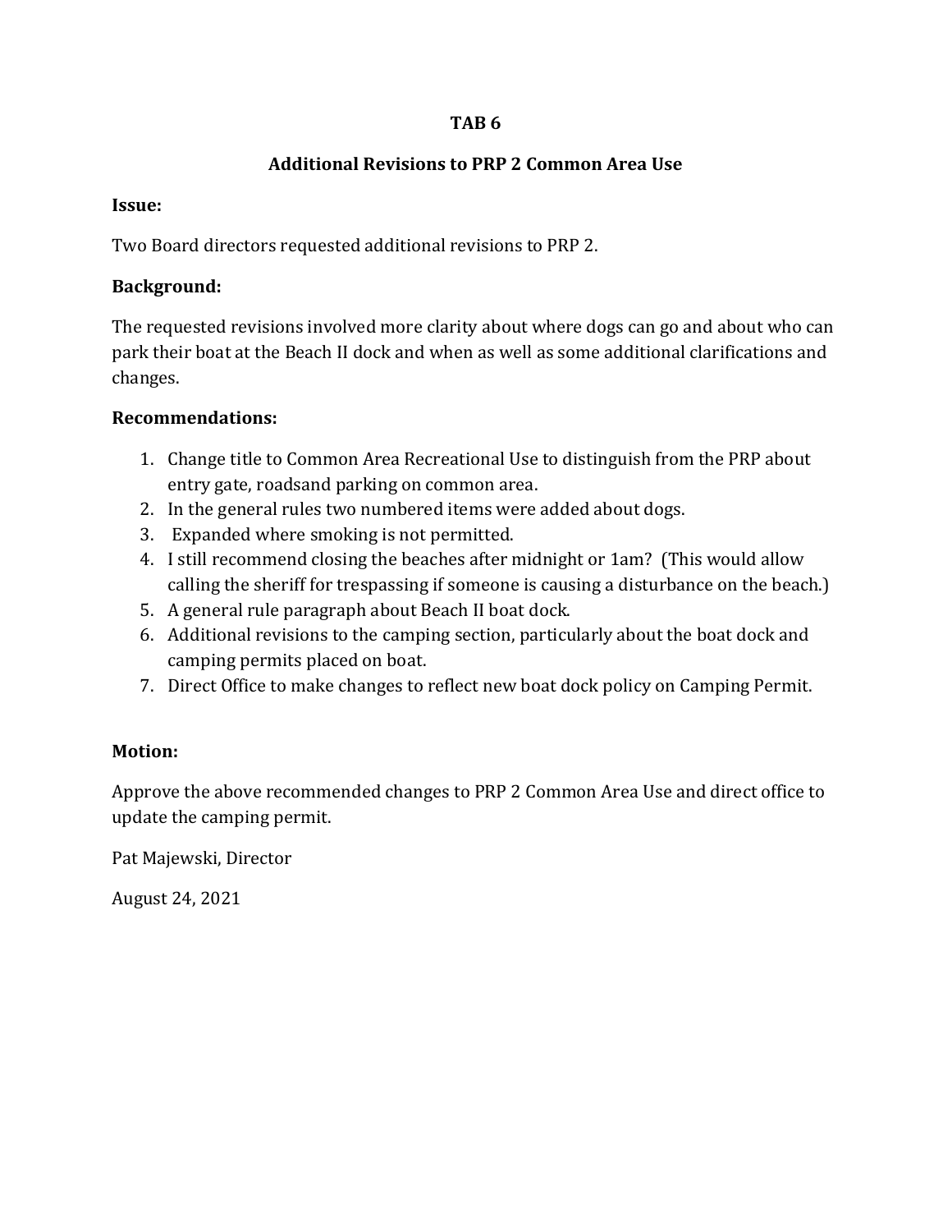**TAB 6**

**Additional Revisions to PRP 2 Common Area Use**

**Issue:**

Two Board directors requested additional revisions to PRP 2.

**Background:**

The requested revisions involved more clarity about where dogs can go and about who can park their boat at the Beach II dock and when as well as some additional clarifications and changes.

**Recommendations:**

1. Change title to Common Area Recreational Use to distinguish from the PRP about entry gate, roadsand parking on common area.
2. In the general rules two numbered items were added about dogs.
3. Expanded where smoking is not permitted.
4. I still recommend closing the beaches after midnight or 1am? (This would allow calling the sheriff for trespassing if someone is causing a disturbance on the beach.)
5. A general rule paragraph about Beach II boat dock.
6. Additional revisions to the camping section, particularly about the boat dock and camping permits placed on boat.
7. Direct Office to make changes to reflect new boat dock policy on Camping Permit.

**Motion:**

Approve the above recommended changes to PRP 2 Common Area Use and direct office to update the camping permit.

Pat Majewski, Director

August 24, 2021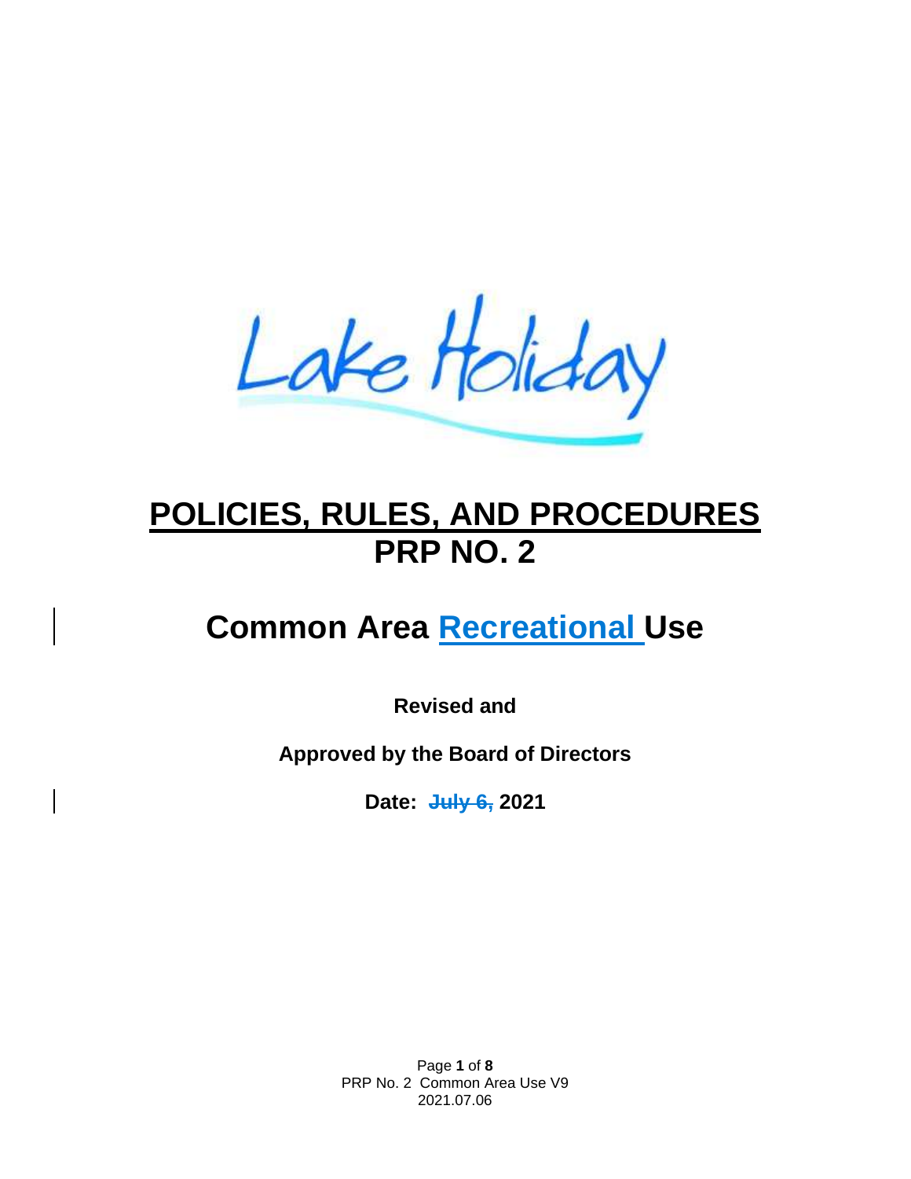Lake Holiday

# POLICIES, RULES, AND PROCEDURES PRP NO. 2

# Common Area Recreational Use

**Revised and**

**Approved by the Board of Directors**

**Date: ~~July 6,~~ 2021**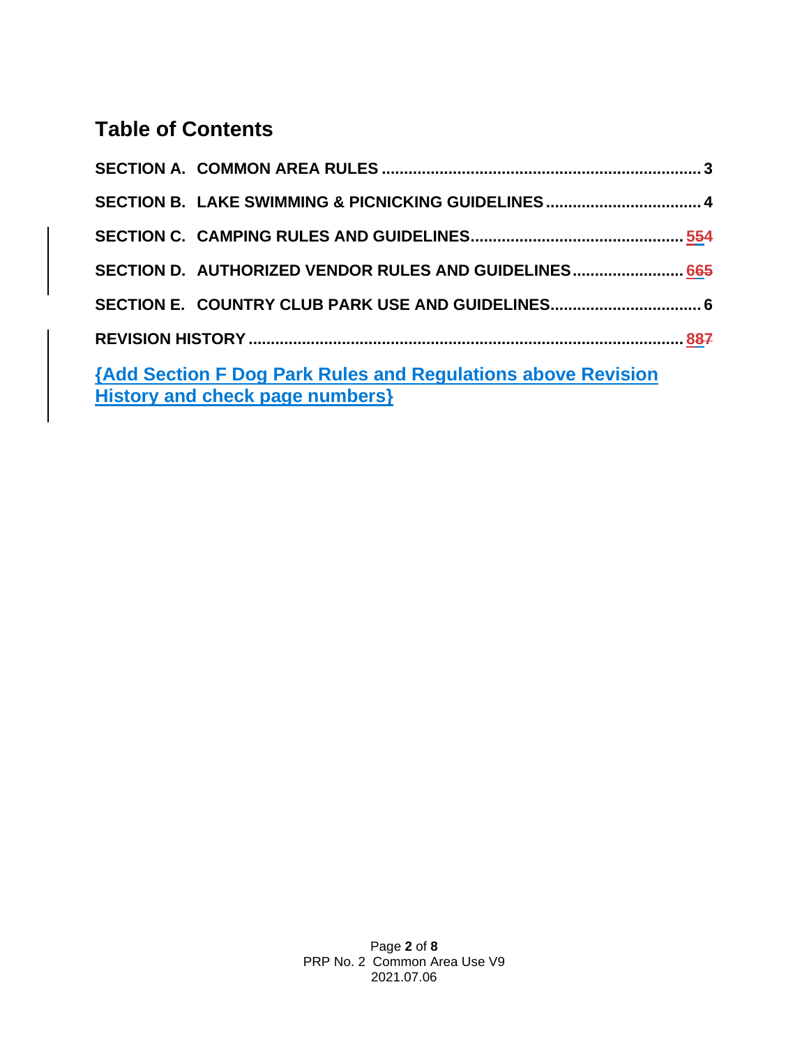# Table of Contents

**SECTION A. COMMON AREA RULES** ........................................................ 3

**SECTION B. LAKE SWIMMING & PICNICKING GUIDELINES** ................................. 4

**SECTION C. CAMPING RULES AND GUIDELINES** ............................................ ~~5~~54

**SECTION D. AUTHORIZED VENDOR RULES AND GUIDELINES** ............................ ~~6~~65

**SECTION E. COUNTRY CLUB PARK USE AND GUIDELINES** ................................. 6

**REVISION HISTORY** ........................................................................................ ~~8~~87

**{Add Section F Dog Park Rules and Regulations above Revision History and check page numbers}**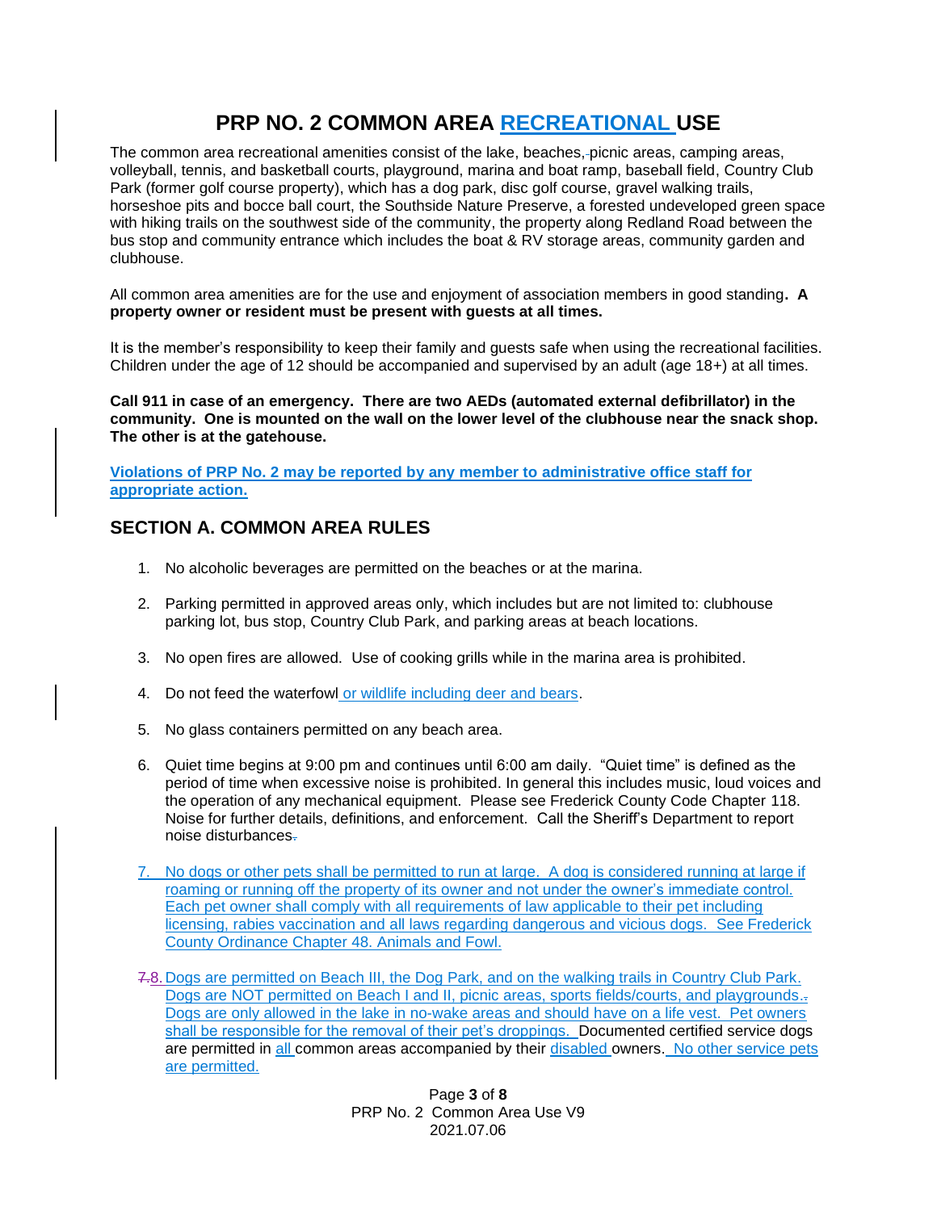# PRP NO. 2 COMMON AREA RECREATIONAL USE

The common area recreational amenities consist of the lake, beaches, picnic areas, camping areas, volleyball, tennis, and basketball courts, playground, marina and boat ramp, baseball field, Country Club Park (former golf course property), which has a dog park, disc golf course, gravel walking trails, horseshoe pits and bocce ball court, the Southside Nature Preserve, a forested undeveloped green space with hiking trails on the southwest side of the community, the property along Redland Road between the bus stop and community entrance which includes the boat & RV storage areas, community garden and clubhouse.

All common area amenities are for the use and enjoyment of association members in good standing**. A property owner or resident must be present with guests at all times.**

It is the member's responsibility to keep their family and guests safe when using the recreational facilities. Children under the age of 12 should be accompanied and supervised by an adult (age 18+) at all times.

**Call 911 in case of an emergency. There are two AEDs (automated external defibrillator) in the community. One is mounted on the wall on the lower level of the clubhouse near the snack shop. The other is at the gatehouse.**

**Violations of PRP No. 2 may be reported by any member to administrative office staff for appropriate action.**

## SECTION A. COMMON AREA RULES

1. No alcoholic beverages are permitted on the beaches or at the marina.

2. Parking permitted in approved areas only, which includes but are not limited to: clubhouse parking lot, bus stop, Country Club Park, and parking areas at beach locations.

3. No open fires are allowed. Use of cooking grills while in the marina area is prohibited.

4. Do not feed the waterfowl or wildlife including deer and bears.

5. No glass containers permitted on any beach area.

6. Quiet time begins at 9:00 pm and continues until 6:00 am daily. "Quiet time" is defined as the period of time when excessive noise is prohibited. In general this includes music, loud voices and the operation of any mechanical equipment. Please see Frederick County Code Chapter 118. Noise for further details, definitions, and enforcement. Call the Sheriff's Department to report noise disturbances.

7. No dogs or other pets shall be permitted to run at large. A dog is considered running at large if roaming or running off the property of its owner and not under the owner's immediate control. Each pet owner shall comply with all requirements of law applicable to their pet including licensing, rabies vaccination and all laws regarding dangerous and vicious dogs. See Frederick County Ordinance Chapter 48. Animals and Fowl.

8. Dogs are permitted on Beach III, the Dog Park, and on the walking trails in Country Club Park. Dogs are NOT permitted on Beach I and II, picnic areas, sports fields/courts, and playgrounds. Dogs are only allowed in the lake in no-wake areas and should have on a life vest. Pet owners shall be responsible for the removal of their pet's droppings. Documented certified service dogs are permitted in all common areas accompanied by their disabled owners. No other service pets are permitted.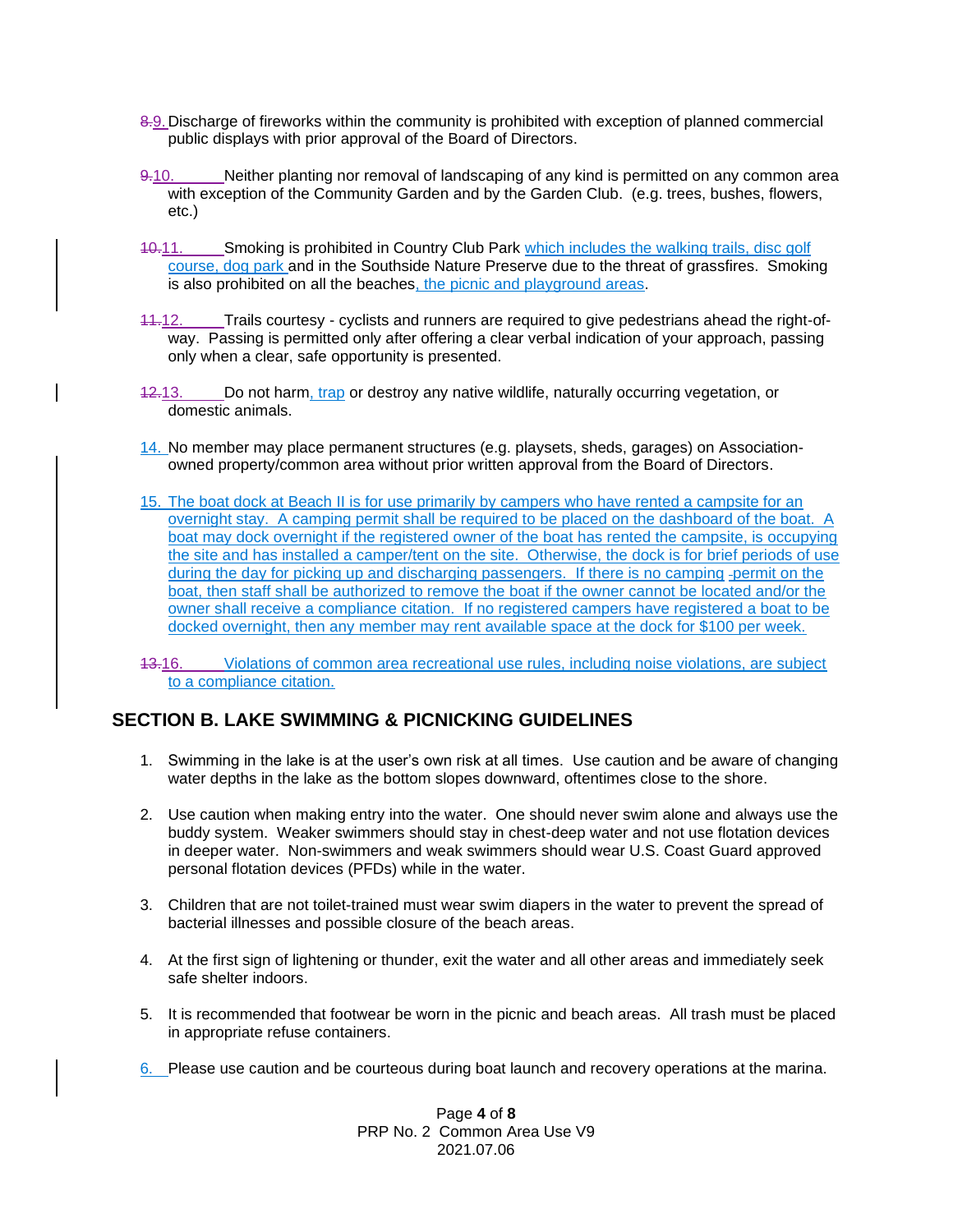~~8.~~9. Discharge of fireworks within the community is prohibited with exception of planned commercial public displays with prior approval of the Board of Directors.

~~9.~~10. Neither planting nor removal of landscaping of any kind is permitted on any common area with exception of the Community Garden and by the Garden Club. (e.g. trees, bushes, flowers, etc.)

~~10.~~11. Smoking is prohibited in Country Club Park which includes the walking trails, disc golf course, dog park and in the Southside Nature Preserve due to the threat of grassfires. Smoking is also prohibited on all the beaches, the picnic and playground areas.

~~11.~~12. Trails courtesy - cyclists and runners are required to give pedestrians ahead the right-of-way. Passing is permitted only after offering a clear verbal indication of your approach, passing only when a clear, safe opportunity is presented.

~~12.~~13. Do not harm, trap or destroy any native wildlife, naturally occurring vegetation, or domestic animals.

14. No member may place permanent structures (e.g. playsets, sheds, garages) on Association-owned property/common area without prior written approval from the Board of Directors.

15. The boat dock at Beach II is for use primarily by campers who have rented a campsite for an overnight stay. A camping permit shall be required to be placed on the dashboard of the boat. A boat may dock overnight if the registered owner of the boat has rented the campsite, is occupying the site and has installed a camper/tent on the site. Otherwise, the dock is for brief periods of use during the day for picking up and discharging passengers. If there is no camping permit on the boat, then staff shall be authorized to remove the boat if the owner cannot be located and/or the owner shall receive a compliance citation. If no registered campers have registered a boat to be docked overnight, then any member may rent available space at the dock for $100 per week.

~~13.~~16. Violations of common area recreational use rules, including noise violations, are subject to a compliance citation.

## SECTION B. LAKE SWIMMING & PICNICKING GUIDELINES

1. Swimming in the lake is at the user's own risk at all times. Use caution and be aware of changing water depths in the lake as the bottom slopes downward, oftentimes close to the shore.

2. Use caution when making entry into the water. One should never swim alone and always use the buddy system. Weaker swimmers should stay in chest-deep water and not use flotation devices in deeper water. Non-swimmers and weak swimmers should wear U.S. Coast Guard approved personal flotation devices (PFDs) while in the water.

3. Children that are not toilet-trained must wear swim diapers in the water to prevent the spread of bacterial illnesses and possible closure of the beach areas.

4. At the first sign of lightening or thunder, exit the water and all other areas and immediately seek safe shelter indoors.

5. It is recommended that footwear be worn in the picnic and beach areas. All trash must be placed in appropriate refuse containers.

6. Please use caution and be courteous during boat launch and recovery operations at the marina.

PRP No. 2 Common Area Use V9
2021.07.06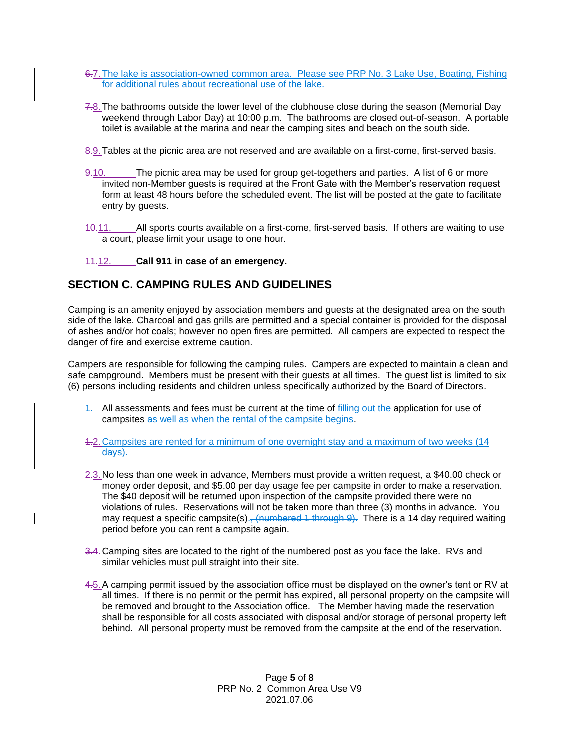6.7. The lake is association-owned common area. Please see PRP No. 3 Lake Use, Boating, Fishing for additional rules about recreational use of the lake.

7.8. The bathrooms outside the lower level of the clubhouse close during the season (Memorial Day weekend through Labor Day) at 10:00 p.m. The bathrooms are closed out-of-season. A portable toilet is available at the marina and near the camping sites and beach on the south side.

8.9. Tables at the picnic area are not reserved and are available on a first-come, first-served basis.

9.10. The picnic area may be used for group get-togethers and parties. A list of 6 or more invited non-Member guests is required at the Front Gate with the Member's reservation request form at least 48 hours before the scheduled event. The list will be posted at the gate to facilitate entry by guests.

10.11. All sports courts available on a first-come, first-served basis. If others are waiting to use a court, please limit your usage to one hour.

11.12. **Call 911 in case of an emergency.**

## SECTION C. CAMPING RULES AND GUIDELINES

Camping is an amenity enjoyed by association members and guests at the designated area on the south side of the lake. Charcoal and gas grills are permitted and a special container is provided for the disposal of ashes and/or hot coals; however no open fires are permitted. All campers are expected to respect the danger of fire and exercise extreme caution.

Campers are responsible for following the camping rules. Campers are expected to maintain a clean and safe campground. Members must be present with their guests at all times. The guest list is limited to six (6) persons including residents and children unless specifically authorized by the Board of Directors.

1. All assessments and fees must be current at the time of filling out the application for use of campsites as well as when the rental of the campsite begins.

1.2. Campsites are rented for a minimum of one overnight stay and a maximum of two weeks (14 days).

2.3. No less than one week in advance, Members must provide a written request, a $40.00 check or money order deposit, and $5.00 per day usage fee per campsite in order to make a reservation. The $40 deposit will be returned upon inspection of the campsite provided there were no violations of rules. Reservations will not be taken more than three (3) months in advance. You may request a specific campsite(s)., (numbered 1 through 9). There is a 14 day required waiting period before you can rent a campsite again.

3.4. Camping sites are located to the right of the numbered post as you face the lake. RVs and similar vehicles must pull straight into their site.

4.5. A camping permit issued by the association office must be displayed on the owner's tent or RV at all times. If there is no permit or the permit has expired, all personal property on the campsite will be removed and brought to the Association office. The Member having made the reservation shall be responsible for all costs associated with disposal and/or storage of personal property left behind. All personal property must be removed from the campsite at the end of the reservation.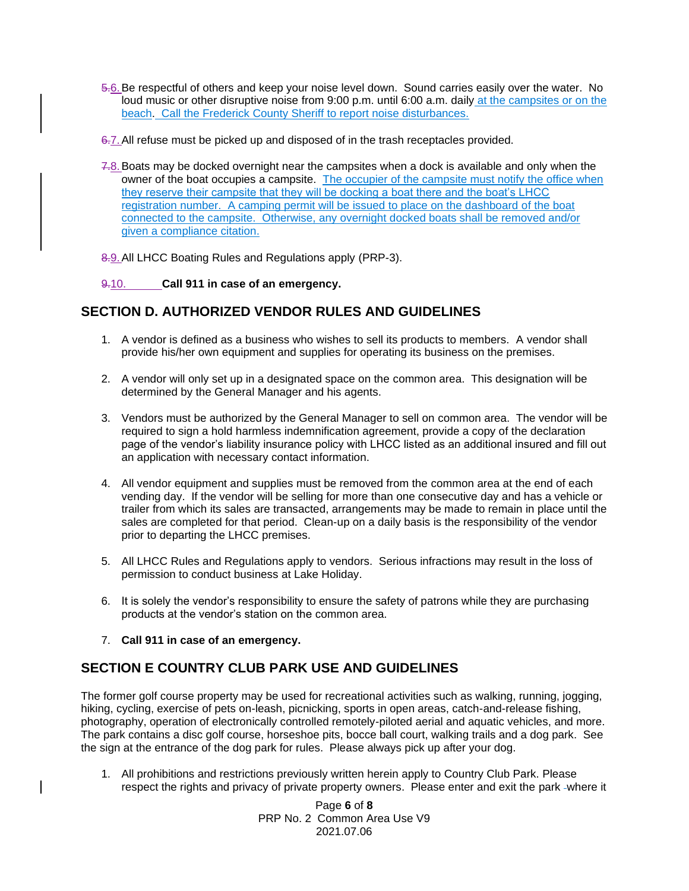6. Be respectful of others and keep your noise level down. Sound carries easily over the water. No loud music or other disruptive noise from 9:00 p.m. until 6:00 a.m. daily at the campsites or on the beach. Call the Frederick County Sheriff to report noise disturbances.

7. All refuse must be picked up and disposed of in the trash receptacles provided.

8. Boats may be docked overnight near the campsites when a dock is available and only when the owner of the boat occupies a campsite. The occupier of the campsite must notify the office when they reserve their campsite that they will be docking a boat there and the boat's LHCC registration number. A camping permit will be issued to place on the dashboard of the boat connected to the campsite. Otherwise, any overnight docked boats shall be removed and/or given a compliance citation.

9. All LHCC Boating Rules and Regulations apply (PRP-3).

10. **Call 911 in case of an emergency.**

## SECTION D. AUTHORIZED VENDOR RULES AND GUIDELINES

1. A vendor is defined as a business who wishes to sell its products to members. A vendor shall provide his/her own equipment and supplies for operating its business on the premises.

2. A vendor will only set up in a designated space on the common area. This designation will be determined by the General Manager and his agents.

3. Vendors must be authorized by the General Manager to sell on common area. The vendor will be required to sign a hold harmless indemnification agreement, provide a copy of the declaration page of the vendor's liability insurance policy with LHCC listed as an additional insured and fill out an application with necessary contact information.

4. All vendor equipment and supplies must be removed from the common area at the end of each vending day. If the vendor will be selling for more than one consecutive day and has a vehicle or trailer from which its sales are transacted, arrangements may be made to remain in place until the sales are completed for that period. Clean-up on a daily basis is the responsibility of the vendor prior to departing the LHCC premises.

5. All LHCC Rules and Regulations apply to vendors. Serious infractions may result in the loss of permission to conduct business at Lake Holiday.

6. It is solely the vendor's responsibility to ensure the safety of patrons while they are purchasing products at the vendor's station on the common area.

7. **Call 911 in case of an emergency.**

## SECTION E COUNTRY CLUB PARK USE AND GUIDELINES

The former golf course property may be used for recreational activities such as walking, running, jogging, hiking, cycling, exercise of pets on-leash, picnicking, sports in open areas, catch-and-release fishing, photography, operation of electronically controlled remotely-piloted aerial and aquatic vehicles, and more. The park contains a disc golf course, horseshoe pits, bocce ball court, walking trails and a dog park. See the sign at the entrance of the dog park for rules. Please always pick up after your dog.

1. All prohibitions and restrictions previously written herein apply to Country Club Park. Please respect the rights and privacy of private property owners. Please enter and exit the park where it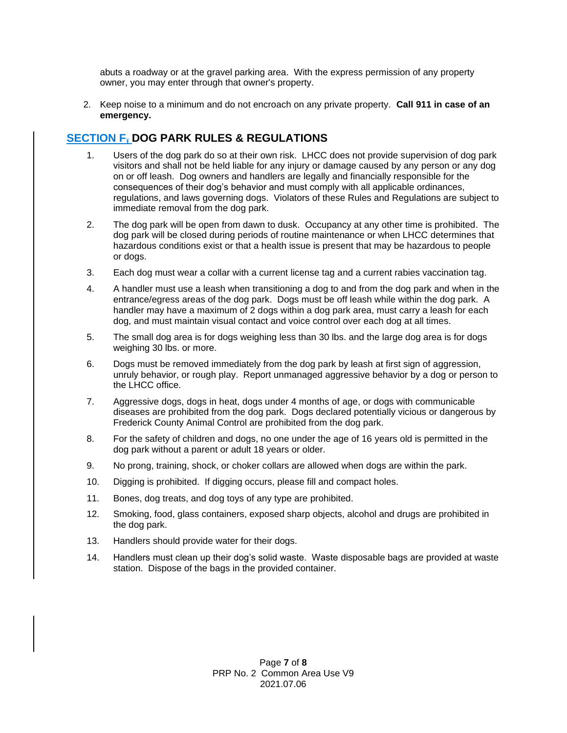abuts a roadway or at the gravel parking area. With the express permission of any property owner, you may enter through that owner's property.

2. Keep noise to a minimum and do not encroach on any private property. **Call 911 in case of an emergency.**

## SECTION F, DOG PARK RULES & REGULATIONS

1. Users of the dog park do so at their own risk. LHCC does not provide supervision of dog park visitors and shall not be held liable for any injury or damage caused by any person or any dog on or off leash. Dog owners and handlers are legally and financially responsible for the consequences of their dog's behavior and must comply with all applicable ordinances, regulations, and laws governing dogs. Violators of these Rules and Regulations are subject to immediate removal from the dog park.
2. The dog park will be open from dawn to dusk. Occupancy at any other time is prohibited. The dog park will be closed during periods of routine maintenance or when LHCC determines that hazardous conditions exist or that a health issue is present that may be hazardous to people or dogs.
3. Each dog must wear a collar with a current license tag and a current rabies vaccination tag.
4. A handler must use a leash when transitioning a dog to and from the dog park and when in the entrance/egress areas of the dog park. Dogs must be off leash while within the dog park. A handler may have a maximum of 2 dogs within a dog park area, must carry a leash for each dog, and must maintain visual contact and voice control over each dog at all times.
5. The small dog area is for dogs weighing less than 30 lbs. and the large dog area is for dogs weighing 30 lbs. or more.
6. Dogs must be removed immediately from the dog park by leash at first sign of aggression, unruly behavior, or rough play. Report unmanaged aggressive behavior by a dog or person to the LHCC office.
7. Aggressive dogs, dogs in heat, dogs under 4 months of age, or dogs with communicable diseases are prohibited from the dog park. Dogs declared potentially vicious or dangerous by Frederick County Animal Control are prohibited from the dog park.
8. For the safety of children and dogs, no one under the age of 16 years old is permitted in the dog park without a parent or adult 18 years or older.
9. No prong, training, shock, or choker collars are allowed when dogs are within the park.
10. Digging is prohibited. If digging occurs, please fill and compact holes.
11. Bones, dog treats, and dog toys of any type are prohibited.
12. Smoking, food, glass containers, exposed sharp objects, alcohol and drugs are prohibited in the dog park.
13. Handlers should provide water for their dogs.
14. Handlers must clean up their dog's solid waste. Waste disposable bags are provided at waste station. Dispose of the bags in the provided container.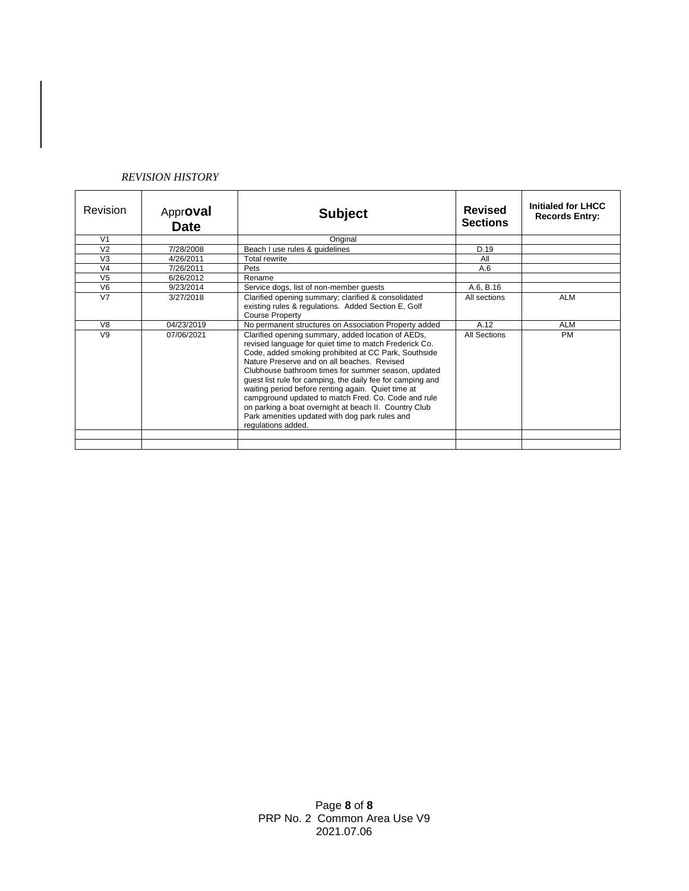*REVISION HISTORY*

| Revision | Approval Date | Subject | Revised Sections | Initialed for LHCC Records Entry: |
|---|---|---|---|---|
| V1 | | Original | | |
| V2 | 7/28/2008 | Beach I use rules & guidelines | D.19 | |
| V3 | 4/26/2011 | Total rewrite | All | |
| V4 | 7/26/2011 | Pets | A.6 | |
| V5 | 6/26/2012 | Rename | | |
| V6 | 9/23/2014 | Service dogs, list of non-member guests | A.6, B.16 | |
| V7 | 3/27/2018 | Clarified opening summary; clarified & consolidated existing rules & regulations. Added Section E, Golf Course Property | All sections | ALM |
| V8 | 04/23/2019 | No permanent structures on Association Property added | A.12 | ALM |
| V9 | 07/06/2021 | Clarified opening summary, added location of AEDs, revised language for quiet time to match Frederick Co. Code, added smoking prohibited at CC Park, Southside Nature Preserve and on all beaches. Revised Clubhouse bathroom times for summer season, updated guest list rule for camping, the daily fee for camping and waiting period before renting again. Quiet time at campground updated to match Fred. Co. Code and rule on parking a boat overnight at beach II. Country Club Park amenities updated with dog park rules and regulations added. | All Sections | PM |
| | | | | |
| | | | | |

PRP No. 2 Common Area Use V9
2021.07.06